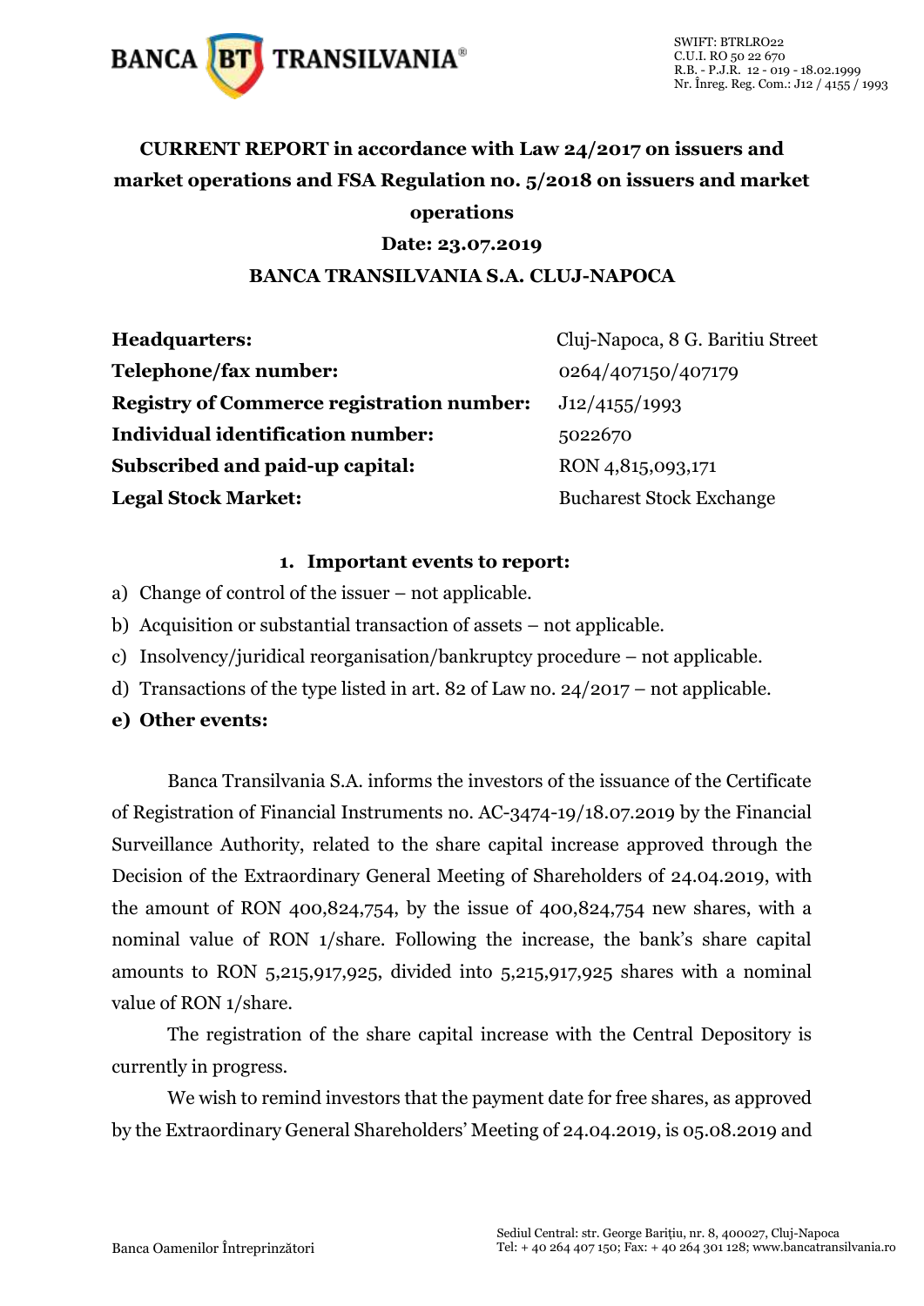SWIFT: BTRLRO22
C.U.I. RO 50 22 670
R.B. - P.J.R. 12 - 019 - 18.02.1999
Nr. Înreg. Reg. Com.: J12 / 4155 / 1993

# CURRENT REPORT in accordance with Law 24/2017 on issuers and market operations and FSA Regulation no. 5/2018 on issuers and market operations

**Date: 23.07.2019**

**BANCA TRANSILVANIA S.A. CLUJ-NAPOCA**

| | |
|---|---|
| **Headquarters:** | Cluj-Napoca, 8 G. Baritiu Street |
| **Telephone/fax number:** | 0264/407150/407179 |
| **Registry of Commerce registration number:** | J12/4155/1993 |
| **Individual identification number:** | 5022670 |
| **Subscribed and paid-up capital:** | RON 4,815,093,171 |
| **Legal Stock Market:** | Bucharest Stock Exchange |

## 1. Important events to report:

a) Change of control of the issuer – not applicable.

b) Acquisition or substantial transaction of assets – not applicable.

c) Insolvency/juridical reorganisation/bankruptcy procedure – not applicable.

d) Transactions of the type listed in art. 82 of Law no. 24/2017 – not applicable.

**e) Other events:**

Banca Transilvania S.A. informs the investors of the issuance of the Certificate of Registration of Financial Instruments no. AC-3474-19/18.07.2019 by the Financial Surveillance Authority, related to the share capital increase approved through the Decision of the Extraordinary General Meeting of Shareholders of 24.04.2019, with the amount of RON 400,824,754, by the issue of 400,824,754 new shares, with a nominal value of RON 1/share. Following the increase, the bank's share capital amounts to RON 5,215,917,925, divided into 5,215,917,925 shares with a nominal value of RON 1/share.

The registration of the share capital increase with the Central Depository is currently in progress.

We wish to remind investors that the payment date for free shares, as approved by the Extraordinary General Shareholders' Meeting of 24.04.2019, is 05.08.2019 and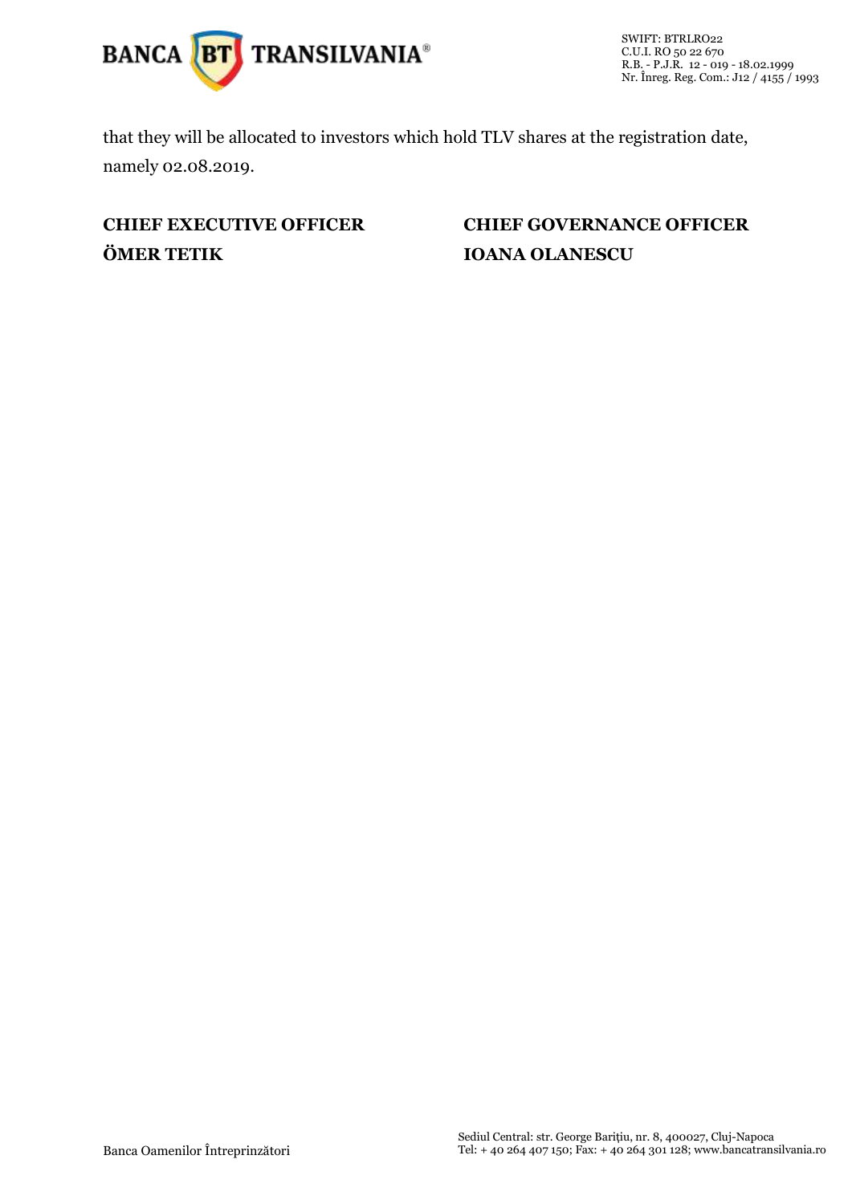that they will be allocated to investors which hold TLV shares at the registration date, namely 02.08.2019.

| | |
|---|---|
| **CHIEF EXECUTIVE OFFICER** | **CHIEF GOVERNANCE OFFICER** |
| **ÖMER TETIK** | **IOANA OLANESCU** |